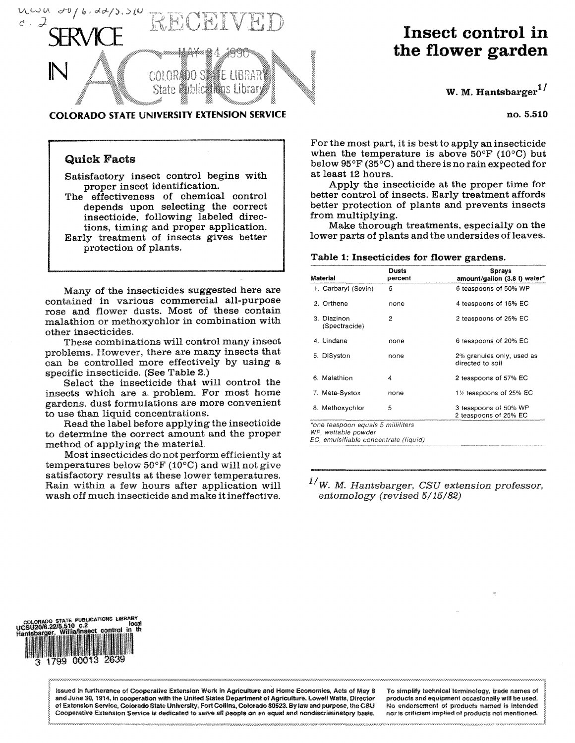# SERVICE IN ACTION

**COLORADO STATE UNIVERSITY EXTENSION SERVICE**

# Insect control in the flower garden

**W. M. Hantsbarger**[1]

**no. 5.510**

## Quick Facts

Satisfactory insect control begins with proper insect identification.

The effectiveness of chemical control depends upon selecting the correct insecticide, following labeled directions, timing and proper application.

Early treatment of insects gives better protection of plants.

Many of the insecticides suggested here are contained in various commercial all-purpose rose and flower dusts. Most of these contain malathion or methoxychlor in combination with other insecticides.

These combinations will control many insect problems. However, there are many insects that can be controlled more effectively by using a specific insecticide. (See Table 2.)

Select the insecticide that will control the insects which are a problem. For most home gardens, dust formulations are more convenient to use than liquid concentrations.

Read the label before applying the insecticide to determine the correct amount and the proper method of applying the material.

Most insecticides do not perform efficiently at temperatures below 50°F (10°C) and will not give satisfactory results at these lower temperatures. Rain within a few hours after application will wash off much insecticide and make it ineffective.

For the most part, it is best to apply an insecticide when the temperature is above 50°F (10°C) but below 95°F (35°C) and there is no rain expected for at least 12 hours.

Apply the insecticide at the proper time for better control of insects. Early treatment affords better protection of plants and prevents insects from multiplying.

Make thorough treatments, especially on the lower parts of plants and the undersides of leaves.

**Table 1: Insecticides for flower gardens.**

| Material | Dusts percent | Sprays amount/gallon (3.8 l) water* |
|---|---|---|
| 1. Carbaryl (Sevin) | 5 | 6 teaspoons of 50% WP |
| 2. Orthene | none | 4 teaspoons of 15% EC |
| 3. Diazinon (Spectracide) | 2 | 2 teaspoons of 25% EC |
| 4. Lindane | none | 6 teaspoons of 20% EC |
| 5. DiSyston | none | 2% granules only, used as directed to soil |
| 6. Malathion | 4 | 2 teaspoons of 57% EC |
| 7. Meta-Systox | none | 1½ teaspoons of 25% EC |
| 8. Methoxychlor | 5 | 3 teaspoons of 50% WP<br>2 teaspoons of 25% EC |

*one teaspoon equals 5 milliliters
WP, wettable powder
EC, emulsifiable concentrate (liquid)

[1] *W. M. Hantsbarger, CSU extension professor, entomology (revised 5/15/82)*

Issued in furtherance of Cooperative Extension Work in Agriculture and Home Economics, Acts of May 8 and June 30, 1914, in cooperation with the United States Department of Agriculture. Lowell Watts, Director of Extension Service, Colorado State University, Fort Collins, Colorado 80523. By law and purpose, the CSU Cooperative Extension Service is dedicated to serve all people on an equal and nondiscriminatory basis.

To simplify technical terminology, trade names of products and equipment occasionally will be used. No endorsement of products named is intended nor is criticism implied of products not mentioned.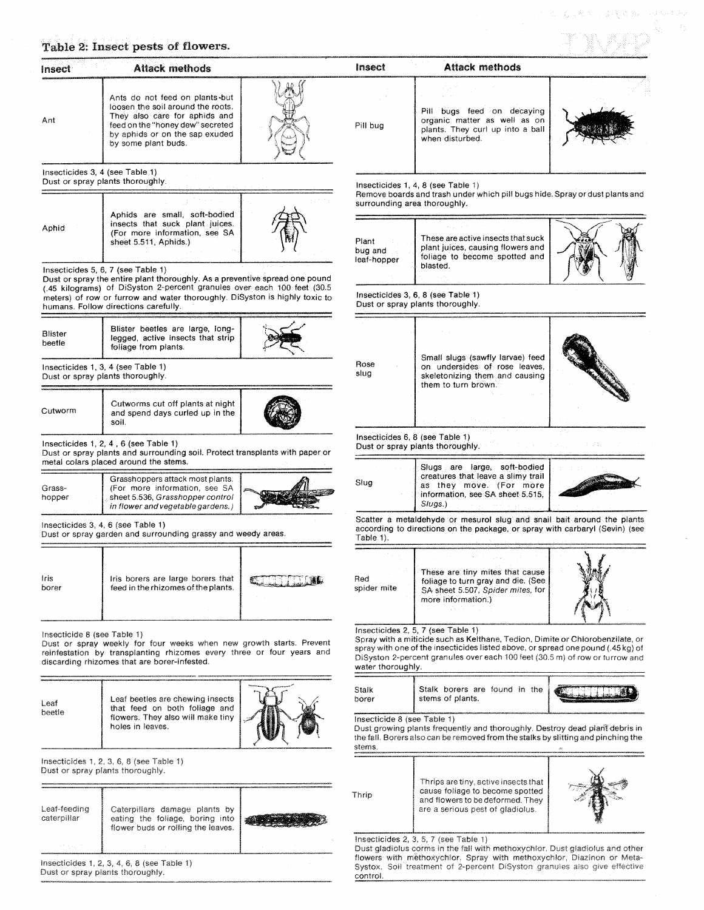## Table 2: Insect pests of flowers.

| Insect | Attack methods |
|---|---|
| Ant | Ants do not feed on plants but loosen the soil around the roots. They also care for aphids and feed on the "honey dew" secreted by aphids or on the sap exuded by some plant buds. |

Insecticides 3, 4 (see Table 1)
Dust or spray plants thoroughly.

| Insect | Attack methods |
|---|---|
| Aphid | Aphids are small, soft-bodied insects that suck plant juices. (For more information, see SA sheet 5.511, Aphids.) |

Insecticides 5, 6, 7 (see Table 1)
Dust or spray the entire plant thoroughly. As a preventive spread one pound (.45 kilograms) of DiSyston 2-percent granules over each 100 feet (30.5 meters) of row or furrow and water thoroughly. DiSyston is highly toxic to humans. Follow directions carefully.

| Insect | Attack methods |
|---|---|
| Blister beetle | Blister beetles are large, long-legged, active insects that strip foliage from plants. |

Insecticides 1, 3, 4 (see Table 1)
Dust or spray plants thoroughly.

| Insect | Attack methods |
|---|---|
| Cutworm | Cutworms cut off plants at night and spend days curled up in the soil. |

Insecticides 1, 2, 4 , 6 (see Table 1)
Dust or spray plants and surrounding soil. Protect transplants with paper or metal colars placed around the stems.

| Insect | Attack methods |
|---|---|
| Grass-hopper | Grasshoppers attack most plants. (For more information, see SA sheet 5.536, *Grasshopper control in flower and vegetable gardens.*) |

Insecticides 3, 4, 6 (see Table 1)
Dust or spray garden and surrounding grassy and weedy areas.

| Insect | Attack methods |
|---|---|
| Iris borer | Iris borers are large borers that feed in the rhizomes of the plants. |

Insecticide 8 (see Table 1)
Dust or spray weekly for four weeks when new growth starts. Prevent reinfestation by transplanting rhizomes every three or four years and discarding rhizomes that are borer-infested.

| Insect | Attack methods |
|---|---|
| Leaf beetle | Leaf beetles are chewing insects that feed on both foliage and flowers. They also will make tiny holes in leaves. |

Insecticides 1, 2, 3, 6, 8 (see Table 1)
Dust or spray plants thoroughly.

| Insect | Attack methods |
|---|---|
| Leaf-feeding caterpillar | Caterpillars damage plants by eating the foliage, boring into flower buds or rolling the leaves. |

Insecticides 1, 2, 3, 4, 6, 8 (see Table 1)
Dust or spray plants thoroughly.

| Insect | Attack methods |
|---|---|
| Pill bug | Pill bugs feed on decaying organic matter as well as on plants. They curl up into a ball when disturbed. |

Insecticides 1, 4, 8 (see Table 1)
Remove boards and trash under which pill bugs hide. Spray or dust plants and surrounding area thoroughly.

| Insect | Attack methods |
|---|---|
| Plant bug and leaf-hopper | These are active insects that suck plant juices, causing flowers and foliage to become spotted and blasted. |

Insecticides 3, 6, 8 (see Table 1)
Dust or spray plants thoroughly.

| Insect | Attack methods |
|---|---|
| Rose slug | Small slugs (sawfly larvae) feed on undersides of rose leaves, skeletonizing them and causing them to turn brown. |

Insecticides 6, 8 (see Table 1)
Dust or spray plants thoroughly.

| Insect | Attack methods |
|---|---|
| Slug | Slugs are large, soft-bodied creatures that leave a slimy trail as they move. (For more information, see SA sheet 5.515, *Slugs.*) |

Scatter a metaldehyde or mesurol slug and snail bait around the plants according to directions on the package, or spray with carbaryl (Sevin) (see Table 1).

| Insect | Attack methods |
|---|---|
| Red spider mite | These are tiny mites that cause foliage to turn gray and die. (See SA sheet 5.507, *Spider mites,* for more information.) |

Insecticides 2, 5, 7 (see Table 1)
Spray with a miticide such as Kelthane, Tedion, Dimite or Chlorobenzilate, or spray with one of the insecticides listed above, or spread one pound (.45 kg) of DiSyston 2-percent granules over each 100 feet (30.5 m) of row or furrow and water thoroughly.

| Insect | Attack methods |
|---|---|
| Stalk borer | Stalk borers are found in the stems of plants. |

Insecticide 8 (see Table 1)
Dust growing plants frequently and thoroughly. Destroy dead plant debris in the fall. Borers also can be removed from the stalks by slitting and pinching the stems.

| Insect | Attack methods |
|---|---|
| Thrip | Thrips are tiny, active insects that cause foliage to become spotted and flowers to be deformed. They are a serious pest of gladiolus. |

Insecticides 2, 3, 5, 7 (see Table 1)
Dust gladiolus corms in the fall with methoxychlor. Dust gladiolus and other flowers with methoxychlor. Spray with methoxychlor, Diazinon or Meta-Systox. Soil treatment of 2-percent DiSyston granules also give effective control.